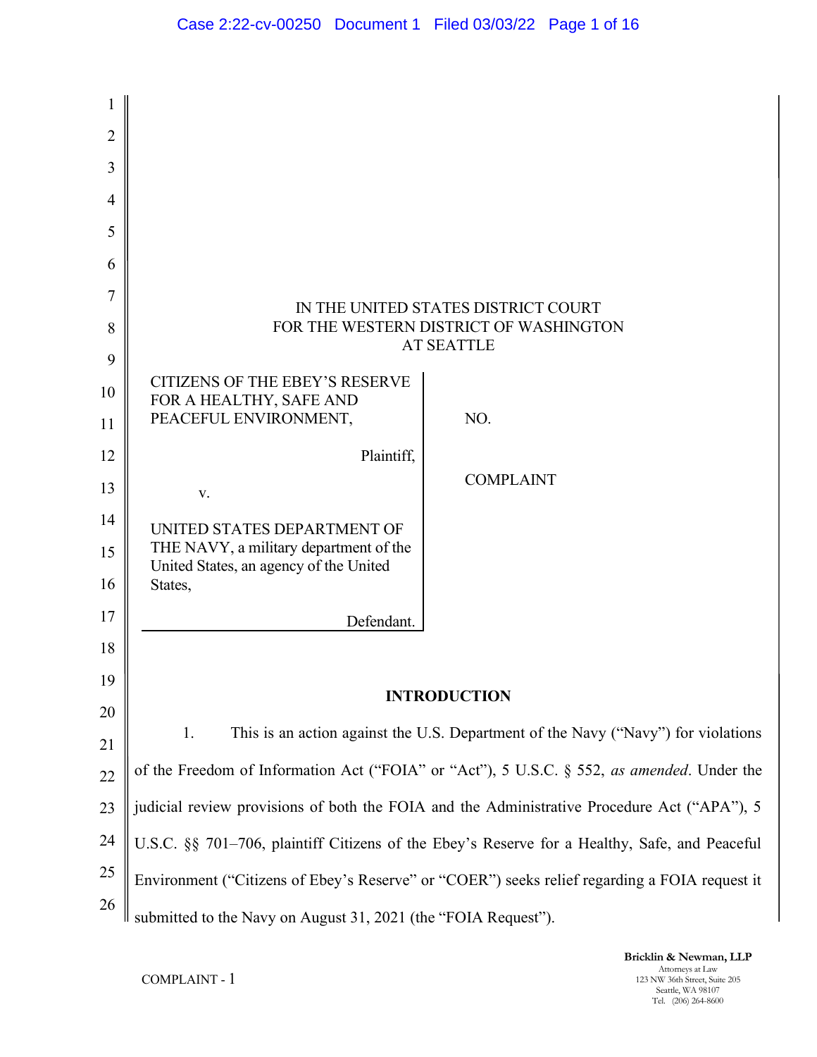IN THE UNITED STATES DISTRICT COURT
FOR THE WESTERN DISTRICT OF WASHINGTON
AT SEATTLE

| | |
|---|---|
| CITIZENS OF THE EBEY'S RESERVE FOR A HEALTHY, SAFE AND PEACEFUL ENVIRONMENT,<br><br>Plaintiff,<br><br>v.<br><br>UNITED STATES DEPARTMENT OF THE NAVY, a military department of the United States, an agency of the United States,<br><br>Defendant. | NO.<br><br>COMPLAINT |

## INTRODUCTION

1. This is an action against the U.S. Department of the Navy ("Navy") for violations of the Freedom of Information Act ("FOIA" or "Act"), 5 U.S.C. § 552, *as amended*. Under the judicial review provisions of both the FOIA and the Administrative Procedure Act ("APA"), 5 U.S.C. §§ 701–706, plaintiff Citizens of the Ebey's Reserve for a Healthy, Safe, and Peaceful Environment ("Citizens of Ebey's Reserve" or "COER") seeks relief regarding a FOIA request it submitted to the Navy on August 31, 2021 (the "FOIA Request").

COMPLAINT - 1

**Bricklin & Newman, LLP**
Attorneys at Law
123 NW 36th Street, Suite 205
Seattle, WA 98107
Tel. (206) 264-8600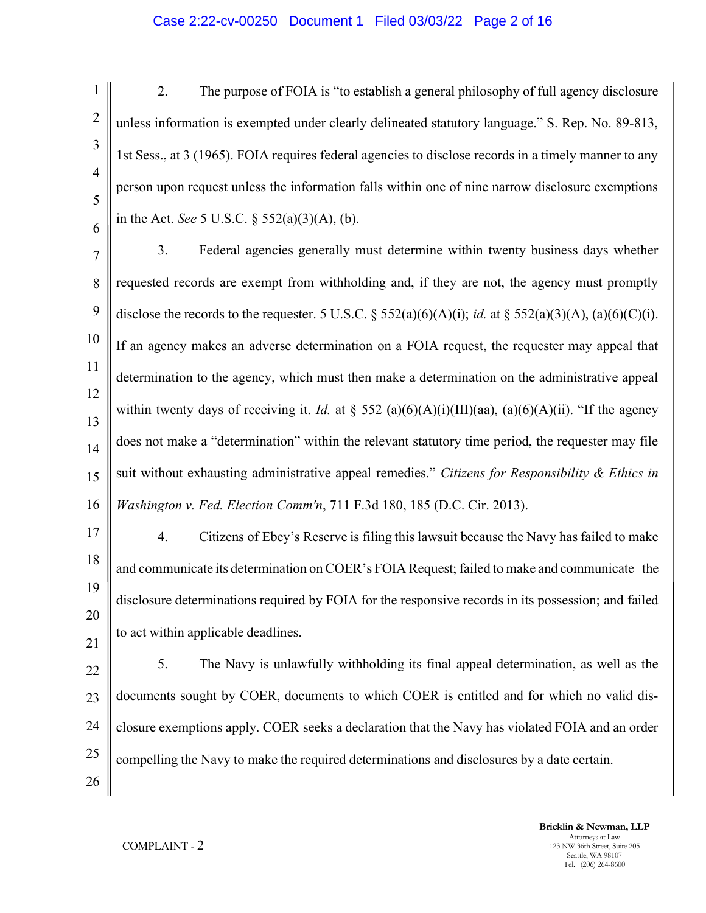2. The purpose of FOIA is "to establish a general philosophy of full agency disclosure unless information is exempted under clearly delineated statutory language." S. Rep. No. 89-813, 1st Sess., at 3 (1965). FOIA requires federal agencies to disclose records in a timely manner to any person upon request unless the information falls within one of nine narrow disclosure exemptions in the Act. *See* 5 U.S.C. § 552(a)(3)(A), (b).

3. Federal agencies generally must determine within twenty business days whether requested records are exempt from withholding and, if they are not, the agency must promptly disclose the records to the requester. 5 U.S.C. § 552(a)(6)(A)(i); *id.* at § 552(a)(3)(A), (a)(6)(C)(i). If an agency makes an adverse determination on a FOIA request, the requester may appeal that determination to the agency, which must then make a determination on the administrative appeal within twenty days of receiving it. *Id.* at § 552 (a)(6)(A)(i)(III)(aa), (a)(6)(A)(ii). "If the agency does not make a "determination" within the relevant statutory time period, the requester may file suit without exhausting administrative appeal remedies." *Citizens for Responsibility & Ethics in Washington v. Fed. Election Comm'n*, 711 F.3d 180, 185 (D.C. Cir. 2013).

4. Citizens of Ebey's Reserve is filing this lawsuit because the Navy has failed to make and communicate its determination on COER's FOIA Request; failed to make and communicate the disclosure determinations required by FOIA for the responsive records in its possession; and failed to act within applicable deadlines.

5. The Navy is unlawfully withholding its final appeal determination, as well as the documents sought by COER, documents to which COER is entitled and for which no valid disclosure exemptions apply. COER seeks a declaration that the Navy has violated FOIA and an order compelling the Navy to make the required determinations and disclosures by a date certain.

COMPLAINT - 2

**Bricklin & Newman, LLP**
Attorneys at Law
123 NW 36th Street, Suite 205
Seattle, WA 98107
Tel. (206) 264-8600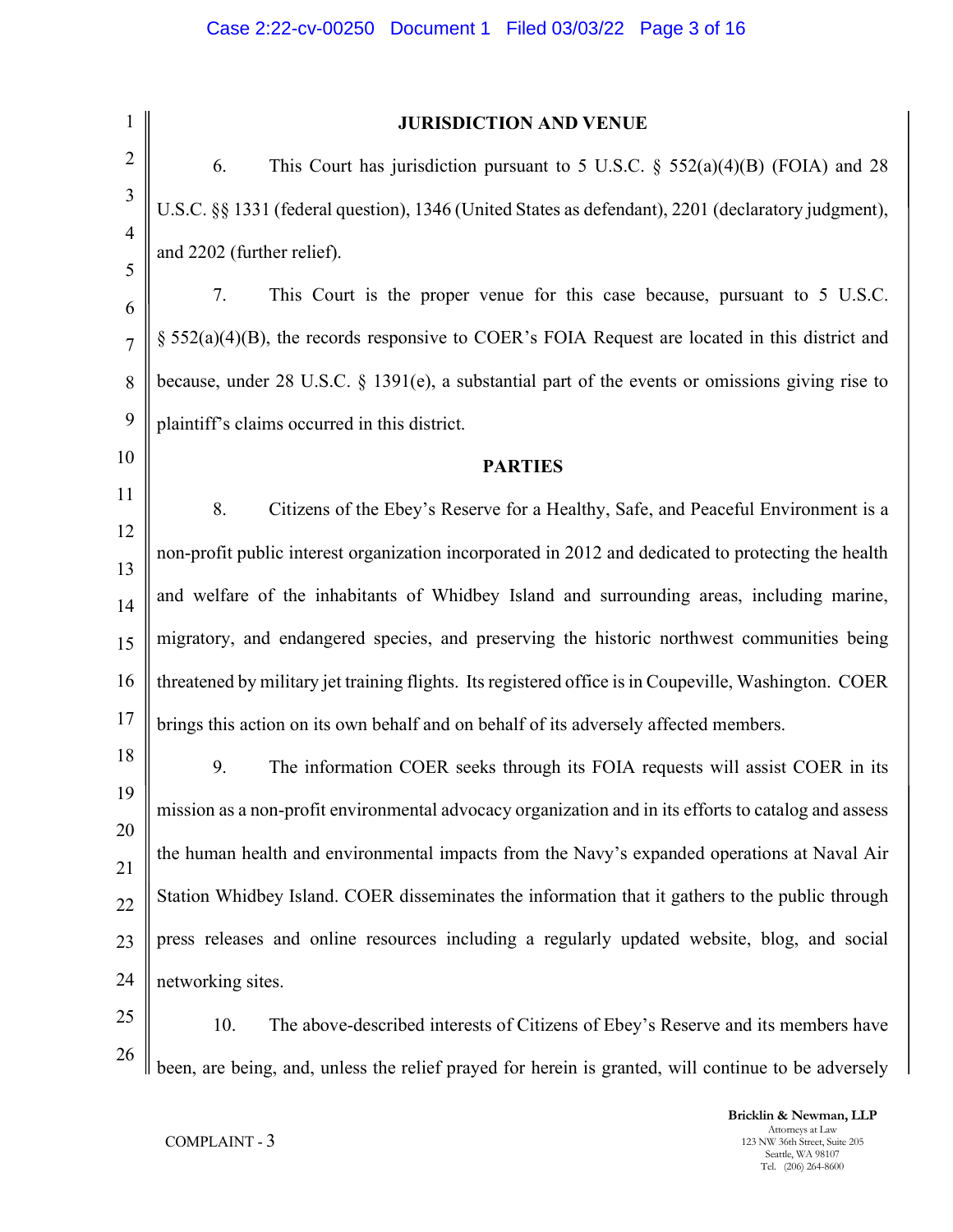## JURISDICTION AND VENUE

6. This Court has jurisdiction pursuant to 5 U.S.C. § 552(a)(4)(B) (FOIA) and 28 U.S.C. §§ 1331 (federal question), 1346 (United States as defendant), 2201 (declaratory judgment), and 2202 (further relief).

7. This Court is the proper venue for this case because, pursuant to 5 U.S.C. § 552(a)(4)(B), the records responsive to COER's FOIA Request are located in this district and because, under 28 U.S.C. § 1391(e), a substantial part of the events or omissions giving rise to plaintiff's claims occurred in this district.

## PARTIES

8. Citizens of the Ebey's Reserve for a Healthy, Safe, and Peaceful Environment is a non-profit public interest organization incorporated in 2012 and dedicated to protecting the health and welfare of the inhabitants of Whidbey Island and surrounding areas, including marine, migratory, and endangered species, and preserving the historic northwest communities being threatened by military jet training flights. Its registered office is in Coupeville, Washington. COER brings this action on its own behalf and on behalf of its adversely affected members.

9. The information COER seeks through its FOIA requests will assist COER in its mission as a non-profit environmental advocacy organization and in its efforts to catalog and assess the human health and environmental impacts from the Navy's expanded operations at Naval Air Station Whidbey Island. COER disseminates the information that it gathers to the public through press releases and online resources including a regularly updated website, blog, and social networking sites.

10. The above-described interests of Citizens of Ebey's Reserve and its members have been, are being, and, unless the relief prayed for herein is granted, will continue to be adversely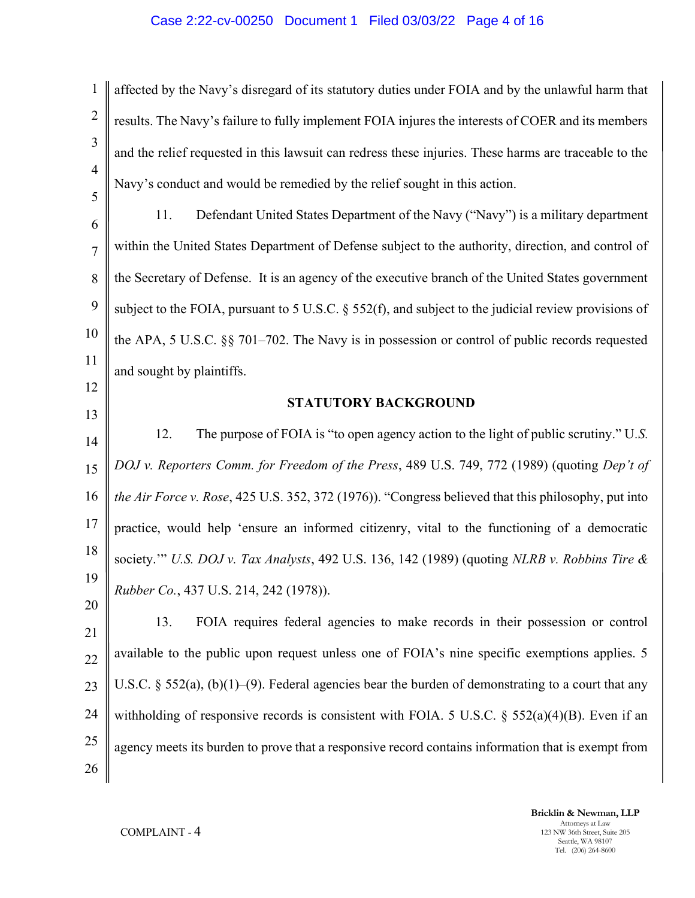affected by the Navy's disregard of its statutory duties under FOIA and by the unlawful harm that results. The Navy's failure to fully implement FOIA injures the interests of COER and its members and the relief requested in this lawsuit can redress these injuries. These harms are traceable to the Navy's conduct and would be remedied by the relief sought in this action.

11. Defendant United States Department of the Navy ("Navy") is a military department within the United States Department of Defense subject to the authority, direction, and control of the Secretary of Defense. It is an agency of the executive branch of the United States government subject to the FOIA, pursuant to 5 U.S.C. § 552(f), and subject to the judicial review provisions of the APA, 5 U.S.C. §§ 701–702. The Navy is in possession or control of public records requested and sought by plaintiffs.

## STATUTORY BACKGROUND

12. The purpose of FOIA is "to open agency action to the light of public scrutiny." *U.S. DOJ v. Reporters Comm. for Freedom of the Press*, 489 U.S. 749, 772 (1989) (quoting *Dep't of the Air Force v. Rose*, 425 U.S. 352, 372 (1976)). "Congress believed that this philosophy, put into practice, would help 'ensure an informed citizenry, vital to the functioning of a democratic society.'" *U.S. DOJ v. Tax Analysts*, 492 U.S. 136, 142 (1989) (quoting *NLRB v. Robbins Tire & Rubber Co.*, 437 U.S. 214, 242 (1978)).

13. FOIA requires federal agencies to make records in their possession or control available to the public upon request unless one of FOIA's nine specific exemptions applies. 5 U.S.C. § 552(a), (b)(1)–(9). Federal agencies bear the burden of demonstrating to a court that any withholding of responsive records is consistent with FOIA. 5 U.S.C. § 552(a)(4)(B). Even if an agency meets its burden to prove that a responsive record contains information that is exempt from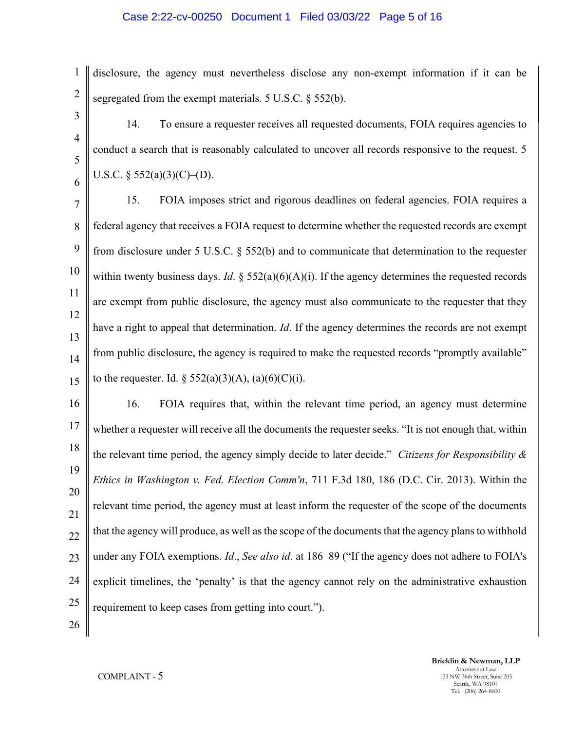disclosure, the agency must nevertheless disclose any non-exempt information if it can be segregated from the exempt materials. 5 U.S.C. § 552(b).

14. To ensure a requester receives all requested documents, FOIA requires agencies to conduct a search that is reasonably calculated to uncover all records responsive to the request. 5 U.S.C. § 552(a)(3)(C)–(D).

15. FOIA imposes strict and rigorous deadlines on federal agencies. FOIA requires a federal agency that receives a FOIA request to determine whether the requested records are exempt from disclosure under 5 U.S.C. § 552(b) and to communicate that determination to the requester within twenty business days. *Id*. § 552(a)(6)(A)(i). If the agency determines the requested records are exempt from public disclosure, the agency must also communicate to the requester that they have a right to appeal that determination. *Id*. If the agency determines the records are not exempt from public disclosure, the agency is required to make the requested records "promptly available" to the requester. Id. § 552(a)(3)(A), (a)(6)(C)(i).

16. FOIA requires that, within the relevant time period, an agency must determine whether a requester will receive all the documents the requester seeks. "It is not enough that, within the relevant time period, the agency simply decide to later decide." *Citizens for Responsibility & Ethics in Washington v. Fed. Election Comm'n*, 711 F.3d 180, 186 (D.C. Cir. 2013). Within the relevant time period, the agency must at least inform the requester of the scope of the documents that the agency will produce, as well as the scope of the documents that the agency plans to withhold under any FOIA exemptions. *Id*., *See also id*. at 186–89 ("If the agency does not adhere to FOIA's explicit timelines, the 'penalty' is that the agency cannot rely on the administrative exhaustion requirement to keep cases from getting into court.").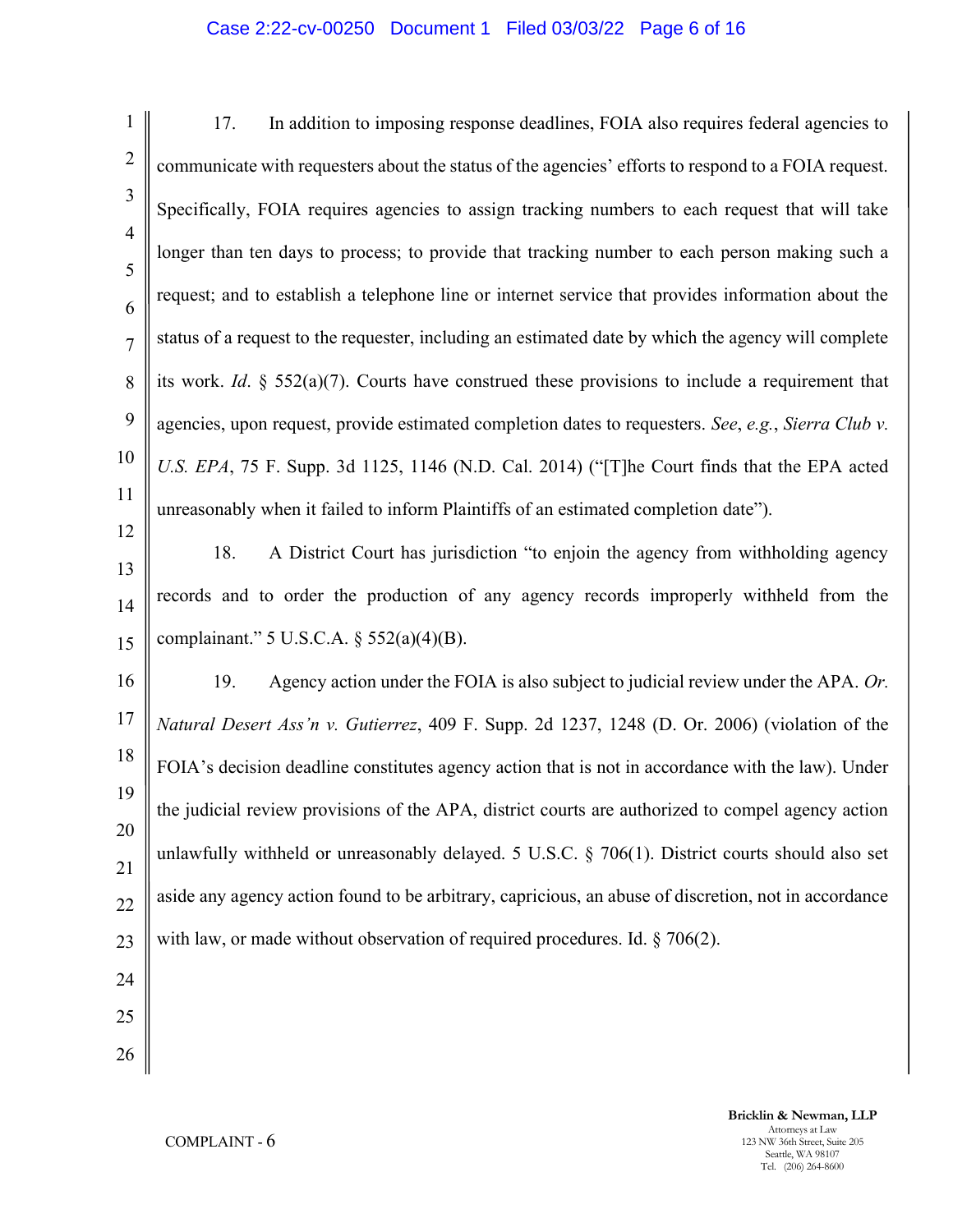17. In addition to imposing response deadlines, FOIA also requires federal agencies to communicate with requesters about the status of the agencies' efforts to respond to a FOIA request. Specifically, FOIA requires agencies to assign tracking numbers to each request that will take longer than ten days to process; to provide that tracking number to each person making such a request; and to establish a telephone line or internet service that provides information about the status of a request to the requester, including an estimated date by which the agency will complete its work. *Id*. § 552(a)(7). Courts have construed these provisions to include a requirement that agencies, upon request, provide estimated completion dates to requesters. *See*, *e.g.*, *Sierra Club v. U.S. EPA*, 75 F. Supp. 3d 1125, 1146 (N.D. Cal. 2014) ("[T]he Court finds that the EPA acted unreasonably when it failed to inform Plaintiffs of an estimated completion date").

18. A District Court has jurisdiction "to enjoin the agency from withholding agency records and to order the production of any agency records improperly withheld from the complainant." 5 U.S.C.A. § 552(a)(4)(B).

19. Agency action under the FOIA is also subject to judicial review under the APA. *Or. Natural Desert Ass'n v. Gutierrez*, 409 F. Supp. 2d 1237, 1248 (D. Or. 2006) (violation of the FOIA's decision deadline constitutes agency action that is not in accordance with the law). Under the judicial review provisions of the APA, district courts are authorized to compel agency action unlawfully withheld or unreasonably delayed. 5 U.S.C. § 706(1). District courts should also set aside any agency action found to be arbitrary, capricious, an abuse of discretion, not in accordance with law, or made without observation of required procedures. Id. § 706(2).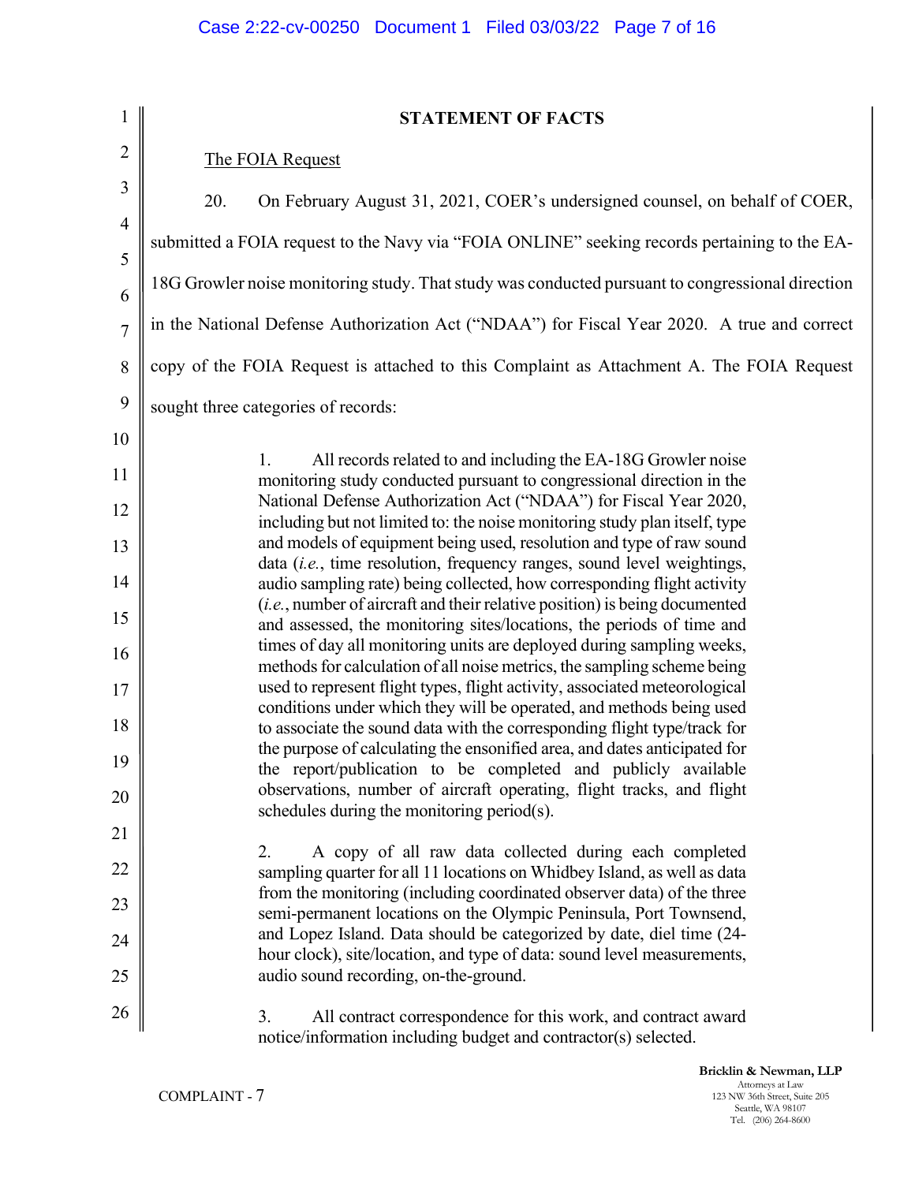## STATEMENT OF FACTS

<u>The FOIA Request</u>

20. On February August 31, 2021, COER's undersigned counsel, on behalf of COER, submitted a FOIA request to the Navy via "FOIA ONLINE" seeking records pertaining to the EA-18G Growler noise monitoring study. That study was conducted pursuant to congressional direction in the National Defense Authorization Act ("NDAA") for Fiscal Year 2020. A true and correct copy of the FOIA Request is attached to this Complaint as Attachment A. The FOIA Request sought three categories of records:

> 1. All records related to and including the EA-18G Growler noise monitoring study conducted pursuant to congressional direction in the National Defense Authorization Act ("NDAA") for Fiscal Year 2020, including but not limited to: the noise monitoring study plan itself, type and models of equipment being used, resolution and type of raw sound data (*i.e.*, time resolution, frequency ranges, sound level weightings, audio sampling rate) being collected, how corresponding flight activity (*i.e.*, number of aircraft and their relative position) is being documented and assessed, the monitoring sites/locations, the periods of time and times of day all monitoring units are deployed during sampling weeks, methods for calculation of all noise metrics, the sampling scheme being used to represent flight types, flight activity, associated meteorological conditions under which they will be operated, and methods being used to associate the sound data with the corresponding flight type/track for the purpose of calculating the ensonified area, and dates anticipated for the report/publication to be completed and publicly available observations, number of aircraft operating, flight tracks, and flight schedules during the monitoring period(s).
>
> 2. A copy of all raw data collected during each completed sampling quarter for all 11 locations on Whidbey Island, as well as data from the monitoring (including coordinated observer data) of the three semi-permanent locations on the Olympic Peninsula, Port Townsend, and Lopez Island. Data should be categorized by date, diel time (24-hour clock), site/location, and type of data: sound level measurements, audio sound recording, on-the-ground.
>
> 3. All contract correspondence for this work, and contract award notice/information including budget and contractor(s) selected.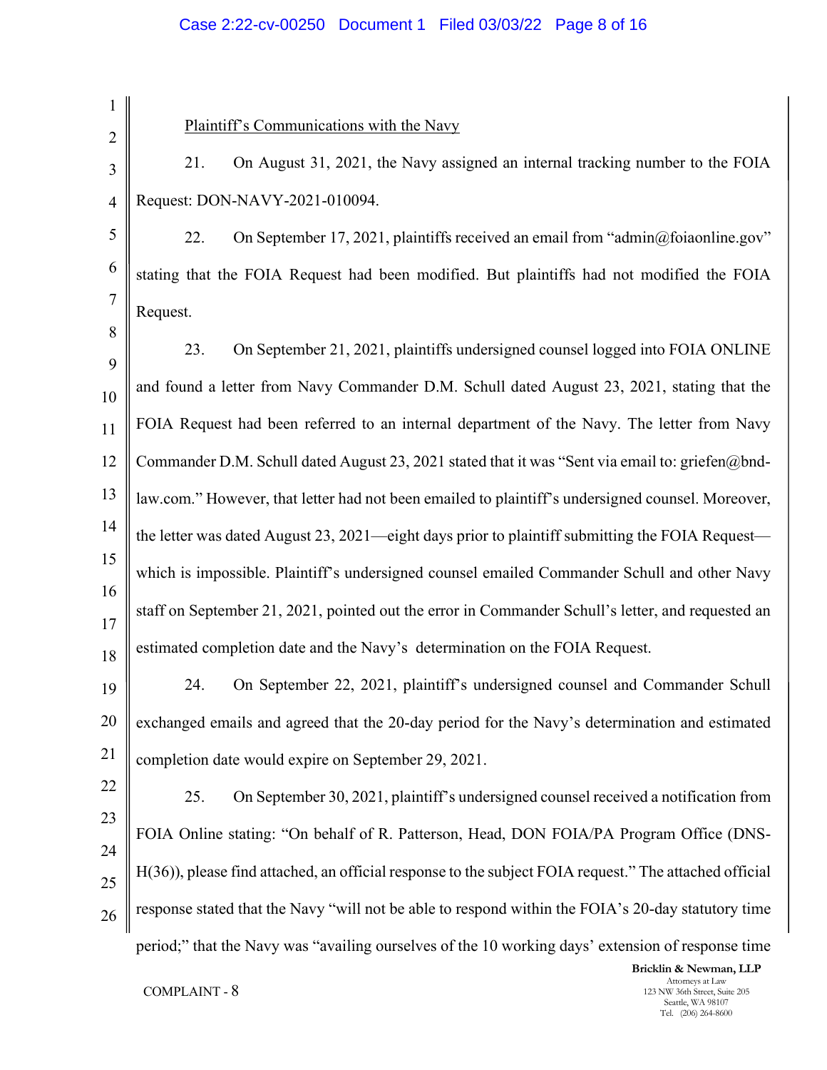Plaintiff's Communications with the Navy

21. On August 31, 2021, the Navy assigned an internal tracking number to the FOIA Request: DON-NAVY-2021-010094.

22. On September 17, 2021, plaintiffs received an email from "admin@foiaonline.gov" stating that the FOIA Request had been modified. But plaintiffs had not modified the FOIA Request.

23. On September 21, 2021, plaintiffs undersigned counsel logged into FOIA ONLINE and found a letter from Navy Commander D.M. Schull dated August 23, 2021, stating that the FOIA Request had been referred to an internal department of the Navy. The letter from Navy Commander D.M. Schull dated August 23, 2021 stated that it was "Sent via email to: griefen@bnd-law.com." However, that letter had not been emailed to plaintiff's undersigned counsel. Moreover, the letter was dated August 23, 2021—eight days prior to plaintiff submitting the FOIA Request—which is impossible. Plaintiff's undersigned counsel emailed Commander Schull and other Navy staff on September 21, 2021, pointed out the error in Commander Schull's letter, and requested an estimated completion date and the Navy's determination on the FOIA Request.

24. On September 22, 2021, plaintiff's undersigned counsel and Commander Schull exchanged emails and agreed that the 20-day period for the Navy's determination and estimated completion date would expire on September 29, 2021.

25. On September 30, 2021, plaintiff's undersigned counsel received a notification from FOIA Online stating: "On behalf of R. Patterson, Head, DON FOIA/PA Program Office (DNS-H(36)), please find attached, an official response to the subject FOIA request." The attached official response stated that the Navy "will not be able to respond within the FOIA's 20-day statutory time period;" that the Navy was "availing ourselves of the 10 working days' extension of response time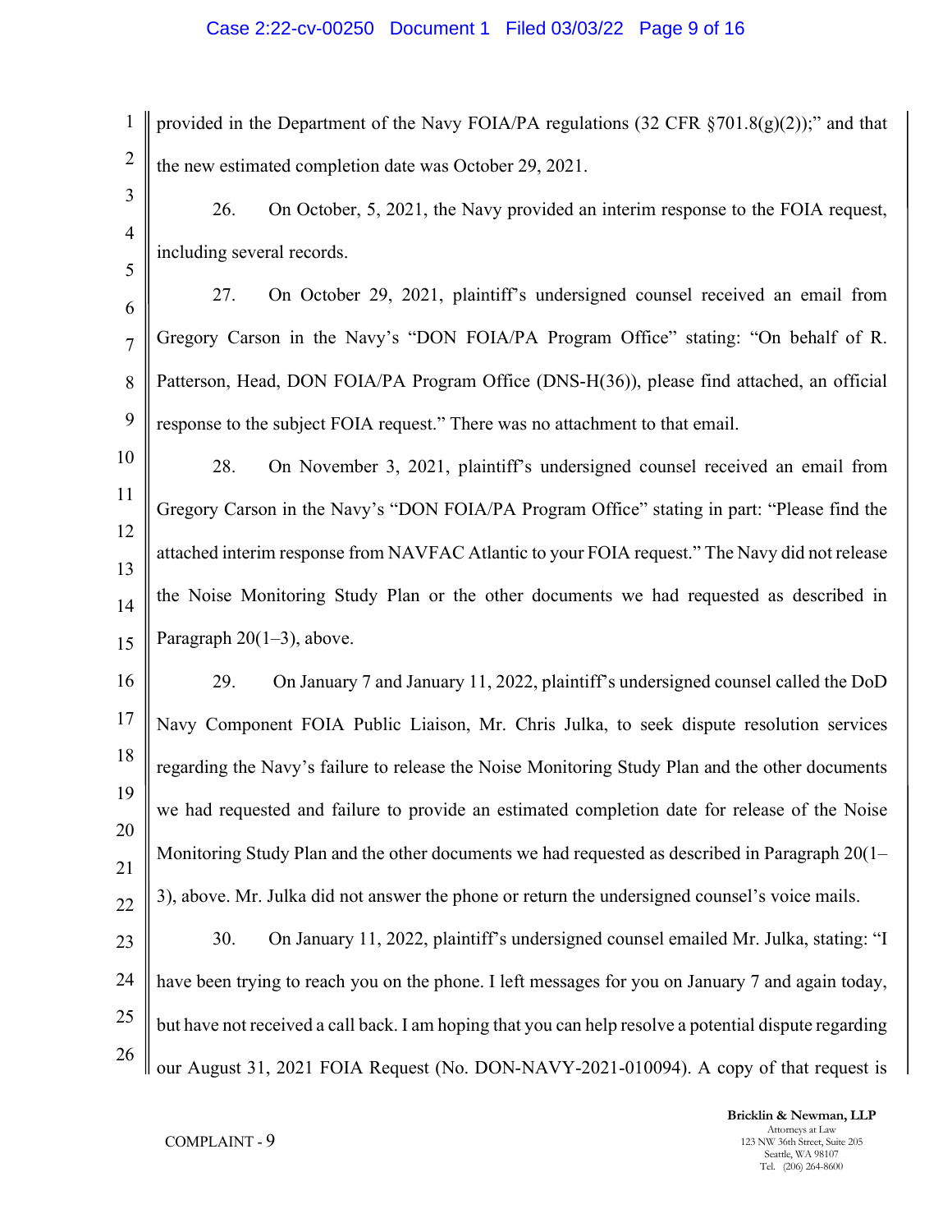provided in the Department of the Navy FOIA/PA regulations (32 CFR §701.8(g)(2));" and that the new estimated completion date was October 29, 2021.

26. On October, 5, 2021, the Navy provided an interim response to the FOIA request, including several records.

27. On October 29, 2021, plaintiff's undersigned counsel received an email from Gregory Carson in the Navy's "DON FOIA/PA Program Office" stating: "On behalf of R. Patterson, Head, DON FOIA/PA Program Office (DNS-H(36)), please find attached, an official response to the subject FOIA request." There was no attachment to that email.

28. On November 3, 2021, plaintiff's undersigned counsel received an email from Gregory Carson in the Navy's "DON FOIA/PA Program Office" stating in part: "Please find the attached interim response from NAVFAC Atlantic to your FOIA request." The Navy did not release the Noise Monitoring Study Plan or the other documents we had requested as described in Paragraph 20(1–3), above.

29. On January 7 and January 11, 2022, plaintiff's undersigned counsel called the DoD Navy Component FOIA Public Liaison, Mr. Chris Julka, to seek dispute resolution services regarding the Navy's failure to release the Noise Monitoring Study Plan and the other documents we had requested and failure to provide an estimated completion date for release of the Noise Monitoring Study Plan and the other documents we had requested as described in Paragraph 20(1–3), above. Mr. Julka did not answer the phone or return the undersigned counsel's voice mails.

30. On January 11, 2022, plaintiff's undersigned counsel emailed Mr. Julka, stating: "I have been trying to reach you on the phone. I left messages for you on January 7 and again today, but have not received a call back. I am hoping that you can help resolve a potential dispute regarding our August 31, 2021 FOIA Request (No. DON-NAVY-2021-010094). A copy of that request is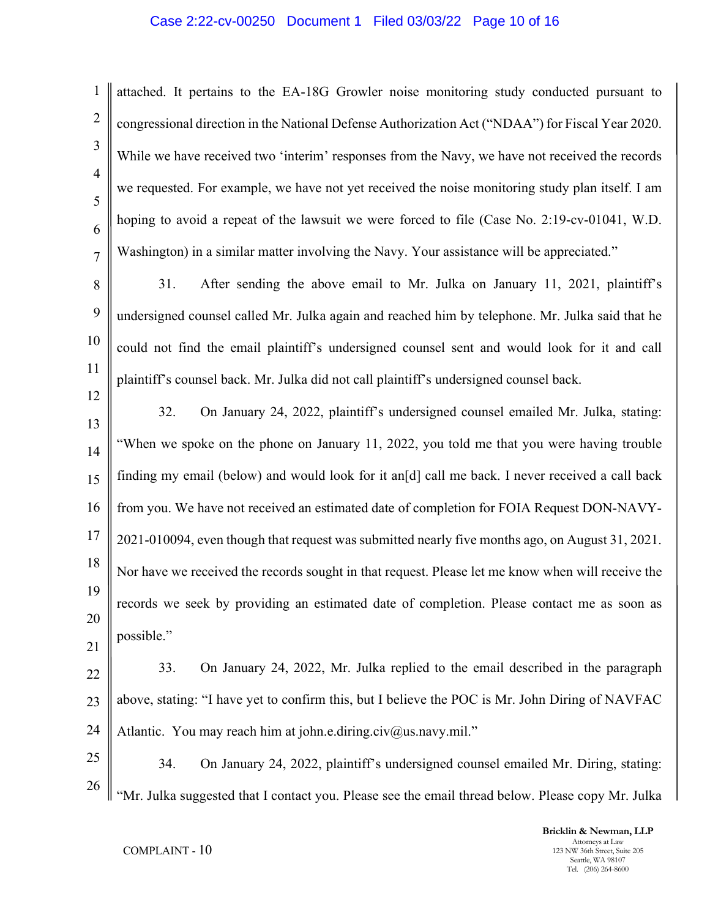attached. It pertains to the EA-18G Growler noise monitoring study conducted pursuant to congressional direction in the National Defense Authorization Act ("NDAA") for Fiscal Year 2020. While we have received two 'interim' responses from the Navy, we have not received the records we requested. For example, we have not yet received the noise monitoring study plan itself. I am hoping to avoid a repeat of the lawsuit we were forced to file (Case No. 2:19-cv-01041, W.D. Washington) in a similar matter involving the Navy. Your assistance will be appreciated."

31. After sending the above email to Mr. Julka on January 11, 2021, plaintiff's undersigned counsel called Mr. Julka again and reached him by telephone. Mr. Julka said that he could not find the email plaintiff's undersigned counsel sent and would look for it and call plaintiff's counsel back. Mr. Julka did not call plaintiff's undersigned counsel back.

32. On January 24, 2022, plaintiff's undersigned counsel emailed Mr. Julka, stating: "When we spoke on the phone on January 11, 2022, you told me that you were having trouble finding my email (below) and would look for it an[d] call me back. I never received a call back from you. We have not received an estimated date of completion for FOIA Request DON-NAVY-2021-010094, even though that request was submitted nearly five months ago, on August 31, 2021. Nor have we received the records sought in that request. Please let me know when will receive the records we seek by providing an estimated date of completion. Please contact me as soon as possible."

33. On January 24, 2022, Mr. Julka replied to the email described in the paragraph above, stating: "I have yet to confirm this, but I believe the POC is Mr. John Diring of NAVFAC Atlantic. You may reach him at john.e.diring.civ@us.navy.mil."

34. On January 24, 2022, plaintiff's undersigned counsel emailed Mr. Diring, stating: "Mr. Julka suggested that I contact you. Please see the email thread below. Please copy Mr. Julka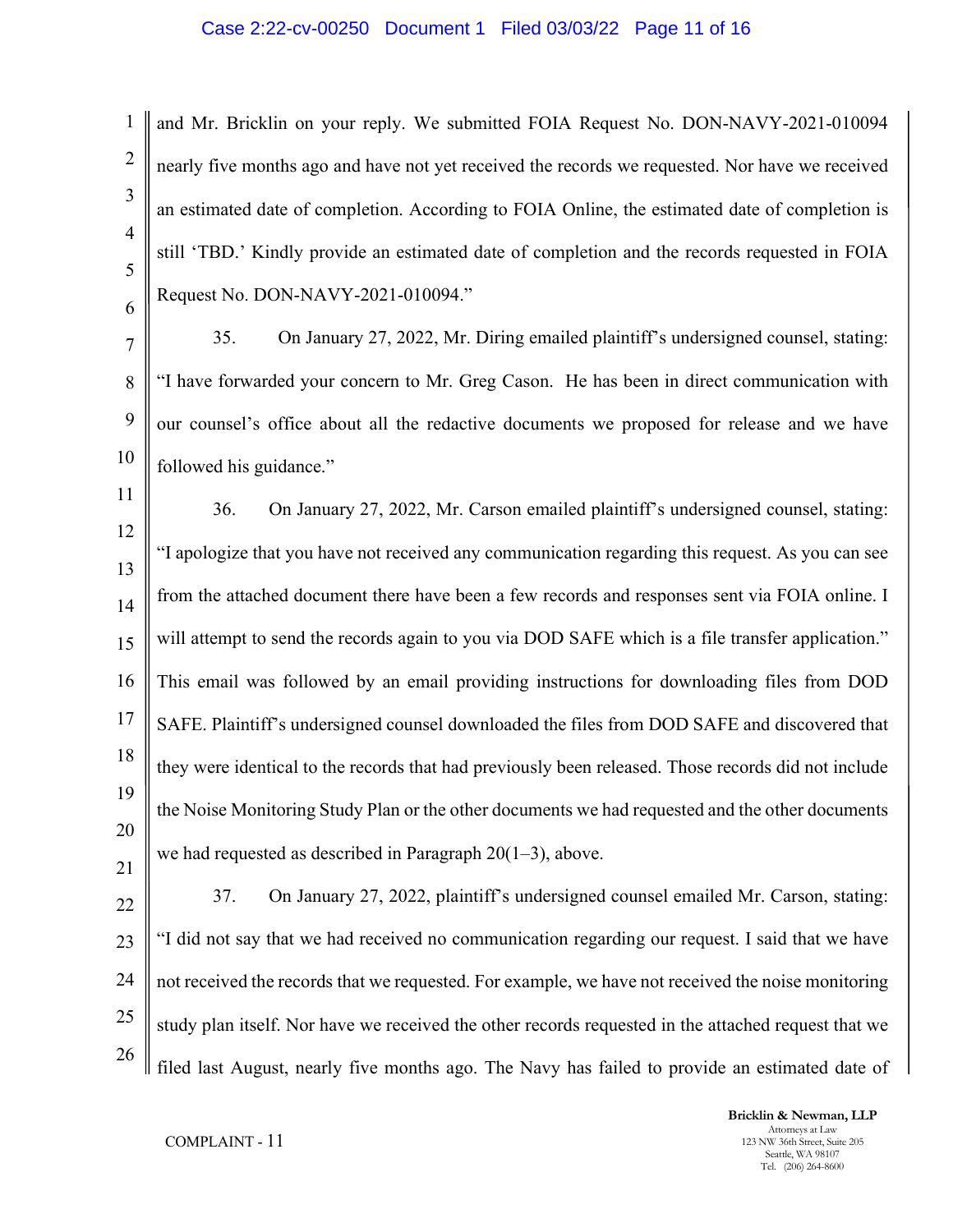and Mr. Bricklin on your reply. We submitted FOIA Request No. DON-NAVY-2021-010094 nearly five months ago and have not yet received the records we requested. Nor have we received an estimated date of completion. According to FOIA Online, the estimated date of completion is still 'TBD.' Kindly provide an estimated date of completion and the records requested in FOIA Request No. DON-NAVY-2021-010094."

35. On January 27, 2022, Mr. Diring emailed plaintiff's undersigned counsel, stating: "I have forwarded your concern to Mr. Greg Cason. He has been in direct communication with our counsel's office about all the redactive documents we proposed for release and we have followed his guidance."

36. On January 27, 2022, Mr. Carson emailed plaintiff's undersigned counsel, stating: "I apologize that you have not received any communication regarding this request. As you can see from the attached document there have been a few records and responses sent via FOIA online. I will attempt to send the records again to you via DOD SAFE which is a file transfer application." This email was followed by an email providing instructions for downloading files from DOD SAFE. Plaintiff's undersigned counsel downloaded the files from DOD SAFE and discovered that they were identical to the records that had previously been released. Those records did not include the Noise Monitoring Study Plan or the other documents we had requested and the other documents we had requested as described in Paragraph 20(1–3), above.

37. On January 27, 2022, plaintiff's undersigned counsel emailed Mr. Carson, stating: "I did not say that we had received no communication regarding our request. I said that we have not received the records that we requested. For example, we have not received the noise monitoring study plan itself. Nor have we received the other records requested in the attached request that we filed last August, nearly five months ago. The Navy has failed to provide an estimated date of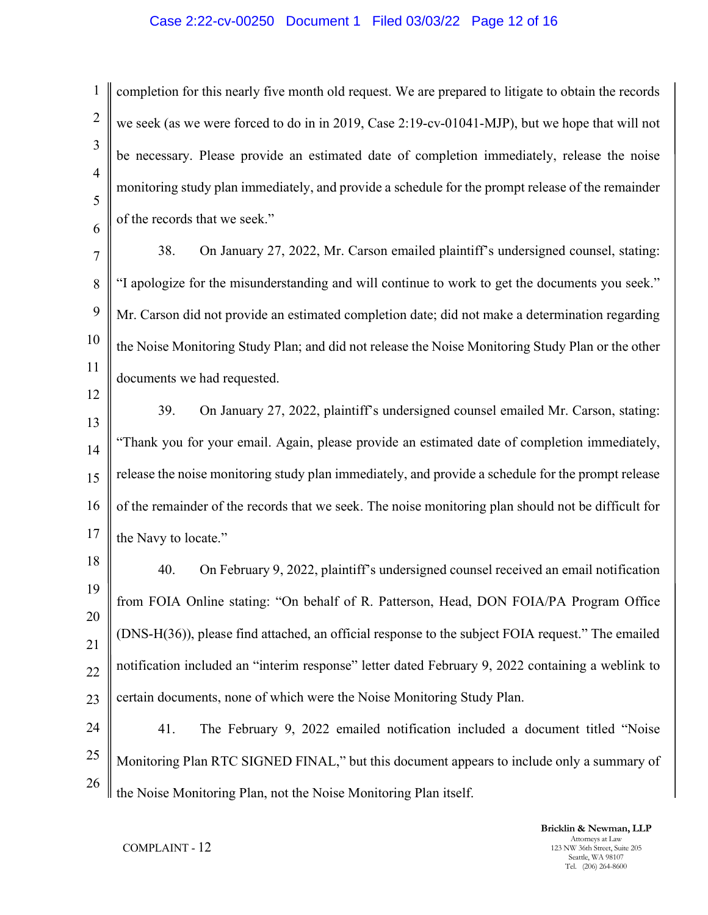completion for this nearly five month old request. We are prepared to litigate to obtain the records we seek (as we were forced to do in in 2019, Case 2:19-cv-01041-MJP), but we hope that will not be necessary. Please provide an estimated date of completion immediately, release the noise monitoring study plan immediately, and provide a schedule for the prompt release of the remainder of the records that we seek."

38. On January 27, 2022, Mr. Carson emailed plaintiff's undersigned counsel, stating: "I apologize for the misunderstanding and will continue to work to get the documents you seek." Mr. Carson did not provide an estimated completion date; did not make a determination regarding the Noise Monitoring Study Plan; and did not release the Noise Monitoring Study Plan or the other documents we had requested.

39. On January 27, 2022, plaintiff's undersigned counsel emailed Mr. Carson, stating: "Thank you for your email. Again, please provide an estimated date of completion immediately, release the noise monitoring study plan immediately, and provide a schedule for the prompt release of the remainder of the records that we seek. The noise monitoring plan should not be difficult for the Navy to locate."

40. On February 9, 2022, plaintiff's undersigned counsel received an email notification from FOIA Online stating: "On behalf of R. Patterson, Head, DON FOIA/PA Program Office (DNS-H(36)), please find attached, an official response to the subject FOIA request." The emailed notification included an "interim response" letter dated February 9, 2022 containing a weblink to certain documents, none of which were the Noise Monitoring Study Plan.

41. The February 9, 2022 emailed notification included a document titled "Noise Monitoring Plan RTC SIGNED FINAL," but this document appears to include only a summary of the Noise Monitoring Plan, not the Noise Monitoring Plan itself.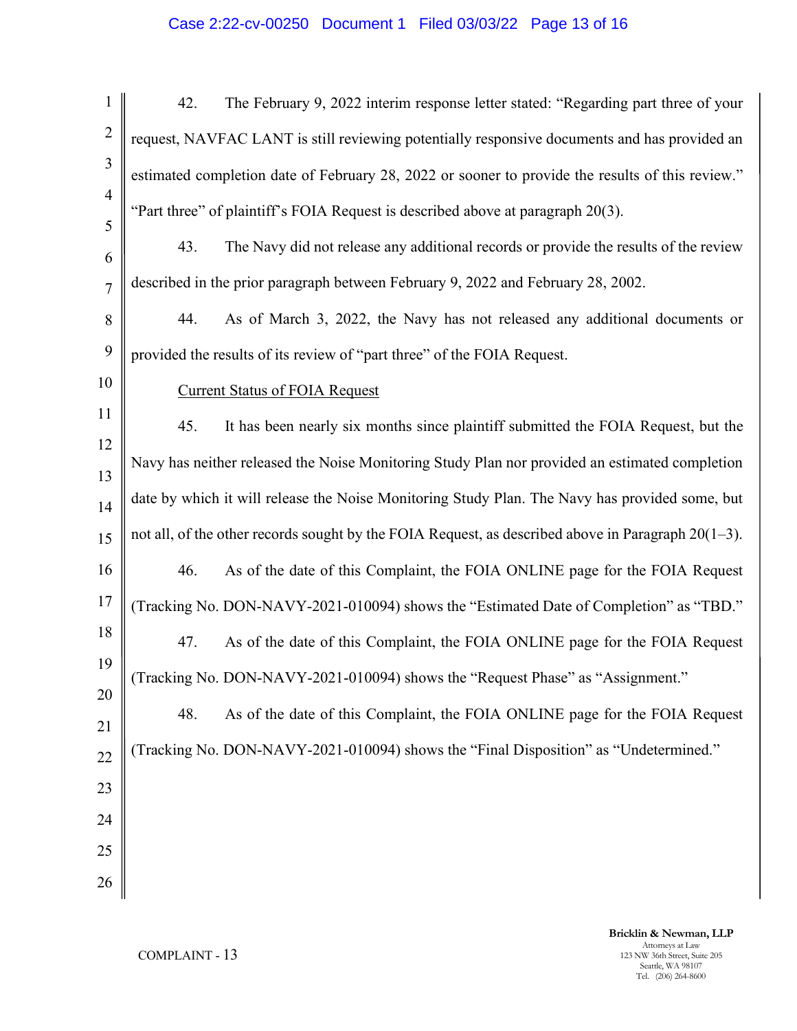42. The February 9, 2022 interim response letter stated: "Regarding part three of your request, NAVFAC LANT is still reviewing potentially responsive documents and has provided an estimated completion date of February 28, 2022 or sooner to provide the results of this review." "Part three" of plaintiff's FOIA Request is described above at paragraph 20(3).

43. The Navy did not release any additional records or provide the results of the review described in the prior paragraph between February 9, 2022 and February 28, 2002.

44. As of March 3, 2022, the Navy has not released any additional documents or provided the results of its review of "part three" of the FOIA Request.

Current Status of FOIA Request

45. It has been nearly six months since plaintiff submitted the FOIA Request, but the Navy has neither released the Noise Monitoring Study Plan nor provided an estimated completion date by which it will release the Noise Monitoring Study Plan. The Navy has provided some, but not all, of the other records sought by the FOIA Request, as described above in Paragraph 20(1–3).

46. As of the date of this Complaint, the FOIA ONLINE page for the FOIA Request (Tracking No. DON-NAVY-2021-010094) shows the "Estimated Date of Completion" as "TBD."

47. As of the date of this Complaint, the FOIA ONLINE page for the FOIA Request (Tracking No. DON-NAVY-2021-010094) shows the "Request Phase" as "Assignment."

48. As of the date of this Complaint, the FOIA ONLINE page for the FOIA Request (Tracking No. DON-NAVY-2021-010094) shows the "Final Disposition" as "Undetermined."

COMPLAINT - 13

**Bricklin & Newman, LLP**
Attorneys at Law
123 NW 36th Street, Suite 205
Seattle, WA 98107
Tel. (206) 264-8600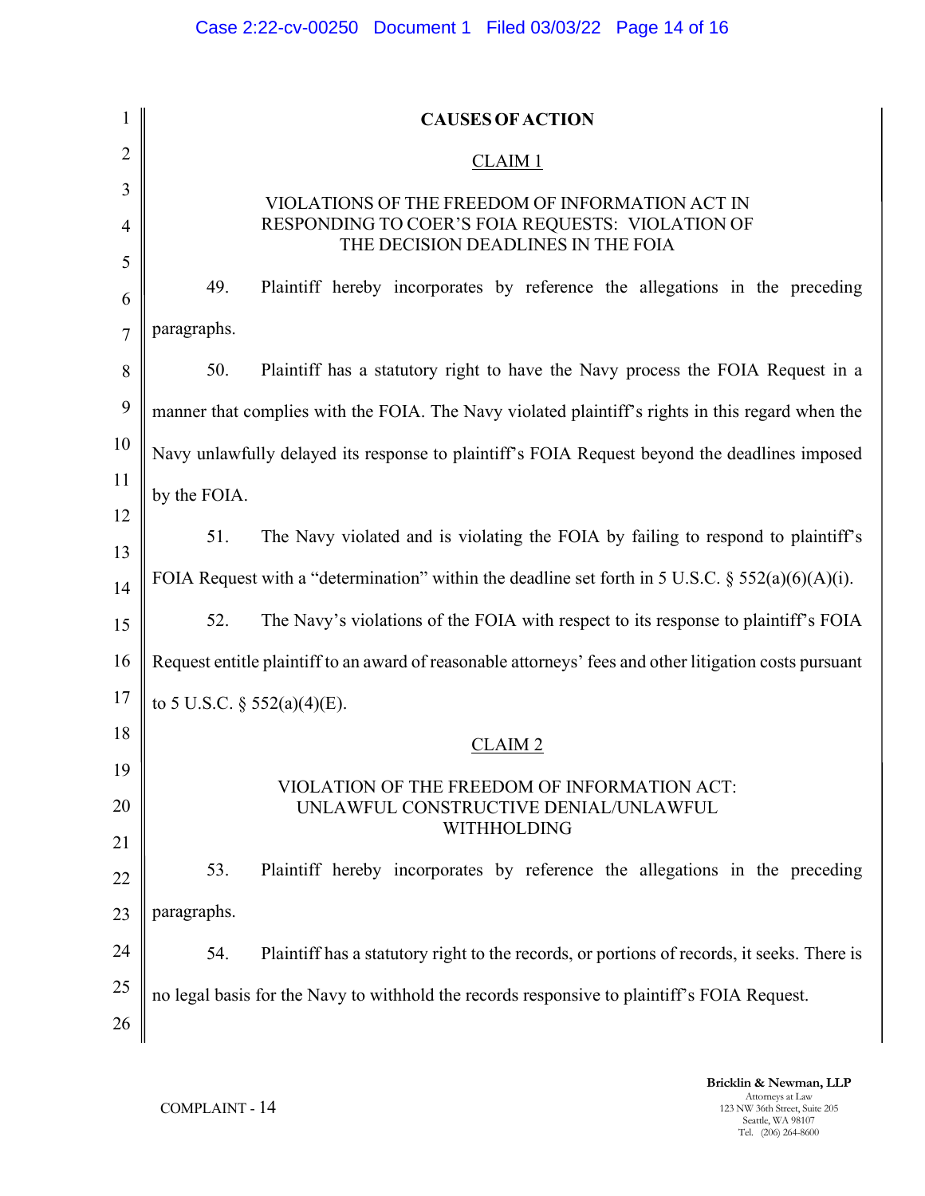## CAUSES OF ACTION

### CLAIM 1

### VIOLATIONS OF THE FREEDOM OF INFORMATION ACT IN RESPONDING TO COER'S FOIA REQUESTS: VIOLATION OF THE DECISION DEADLINES IN THE FOIA

49. Plaintiff hereby incorporates by reference the allegations in the preceding paragraphs.

50. Plaintiff has a statutory right to have the Navy process the FOIA Request in a manner that complies with the FOIA. The Navy violated plaintiff's rights in this regard when the Navy unlawfully delayed its response to plaintiff's FOIA Request beyond the deadlines imposed by the FOIA.

51. The Navy violated and is violating the FOIA by failing to respond to plaintiff's FOIA Request with a "determination" within the deadline set forth in 5 U.S.C. § 552(a)(6)(A)(i).

52. The Navy's violations of the FOIA with respect to its response to plaintiff's FOIA Request entitle plaintiff to an award of reasonable attorneys' fees and other litigation costs pursuant to 5 U.S.C. § 552(a)(4)(E).

### CLAIM 2

### VIOLATION OF THE FREEDOM OF INFORMATION ACT: UNLAWFUL CONSTRUCTIVE DENIAL/UNLAWFUL WITHHOLDING

53. Plaintiff hereby incorporates by reference the allegations in the preceding paragraphs.

54. Plaintiff has a statutory right to the records, or portions of records, it seeks. There is no legal basis for the Navy to withhold the records responsive to plaintiff's FOIA Request.

COMPLAINT - 14

Bricklin & Newman, LLP
Attorneys at Law
123 NW 36th Street, Suite 205
Seattle, WA 98107
Tel. (206) 264-8600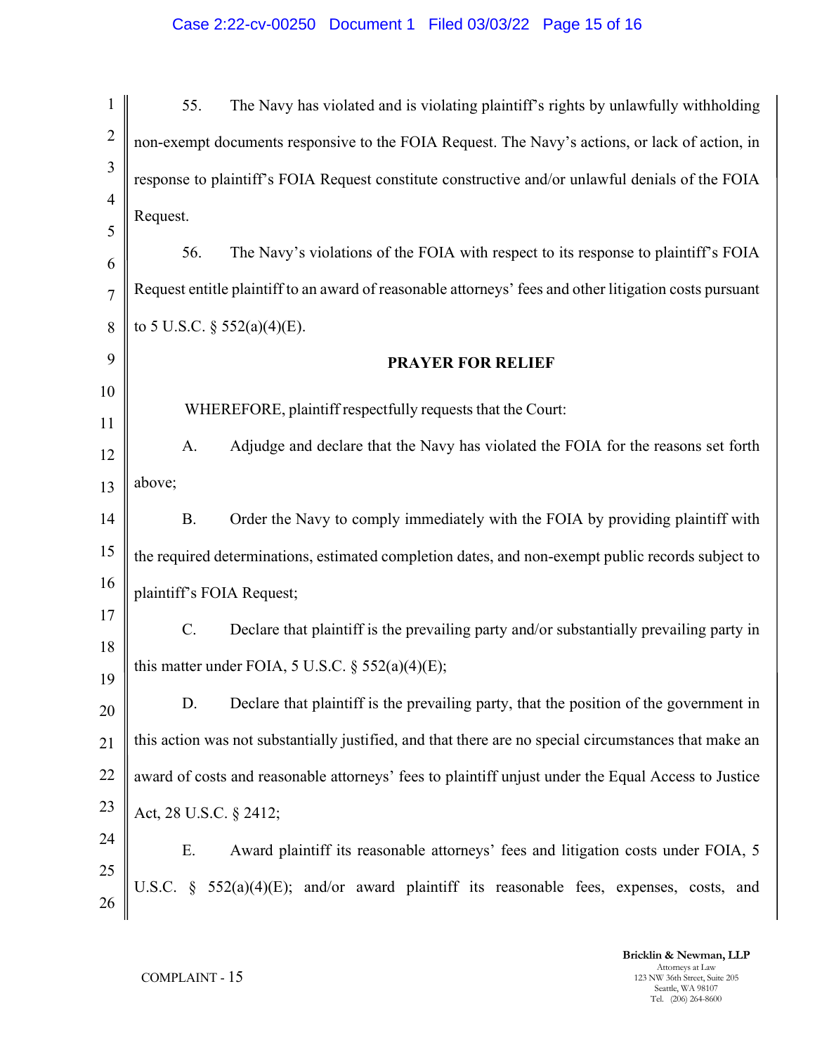55. The Navy has violated and is violating plaintiff's rights by unlawfully withholding non-exempt documents responsive to the FOIA Request. The Navy's actions, or lack of action, in response to plaintiff's FOIA Request constitute constructive and/or unlawful denials of the FOIA Request.

56. The Navy's violations of the FOIA with respect to its response to plaintiff's FOIA Request entitle plaintiff to an award of reasonable attorneys' fees and other litigation costs pursuant to 5 U.S.C. § 552(a)(4)(E).

**PRAYER FOR RELIEF**

WHEREFORE, plaintiff respectfully requests that the Court:

A. Adjudge and declare that the Navy has violated the FOIA for the reasons set forth above;

B. Order the Navy to comply immediately with the FOIA by providing plaintiff with the required determinations, estimated completion dates, and non-exempt public records subject to plaintiff's FOIA Request;

C. Declare that plaintiff is the prevailing party and/or substantially prevailing party in this matter under FOIA, 5 U.S.C. § 552(a)(4)(E);

D. Declare that plaintiff is the prevailing party, that the position of the government in this action was not substantially justified, and that there are no special circumstances that make an award of costs and reasonable attorneys' fees to plaintiff unjust under the Equal Access to Justice Act, 28 U.S.C. § 2412;

E. Award plaintiff its reasonable attorneys' fees and litigation costs under FOIA, 5 U.S.C. § 552(a)(4)(E); and/or award plaintiff its reasonable fees, expenses, costs, and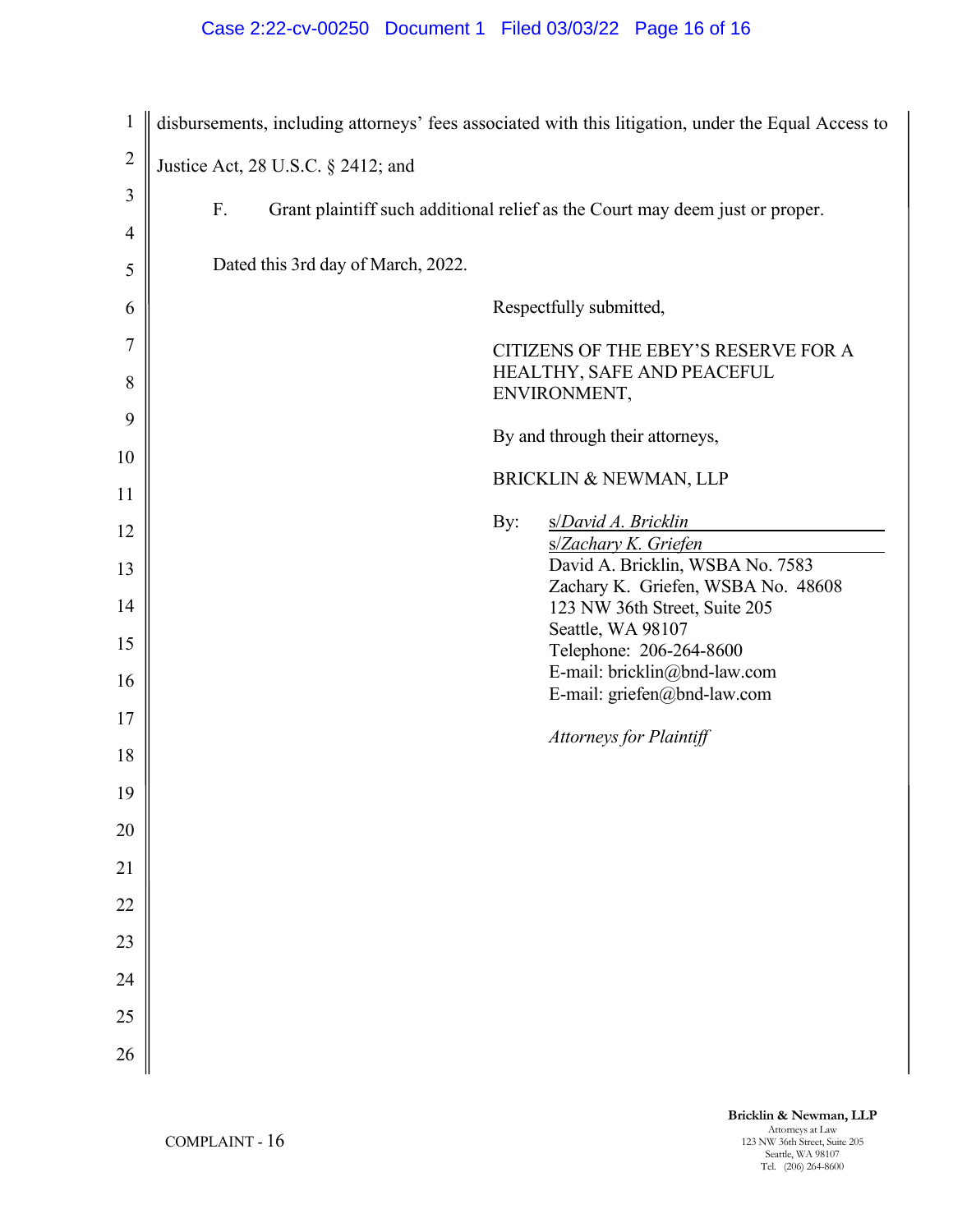disbursements, including attorneys' fees associated with this litigation, under the Equal Access to Justice Act, 28 U.S.C. § 2412; and

F. Grant plaintiff such additional relief as the Court may deem just or proper.

Dated this 3rd day of March, 2022.

Respectfully submitted,

CITIZENS OF THE EBEY'S RESERVE FOR A HEALTHY, SAFE AND PEACEFUL ENVIRONMENT,

By and through their attorneys,

BRICKLIN & NEWMAN, LLP

By: s/*David A. Bricklin*
s/*Zachary K. Griefen*
David A. Bricklin, WSBA No. 7583
Zachary K. Griefen, WSBA No. 48608
123 NW 36th Street, Suite 205
Seattle, WA 98107
Telephone: 206-264-8600
E-mail: bricklin@bnd-law.com
E-mail: griefen@bnd-law.com

*Attorneys for Plaintiff*